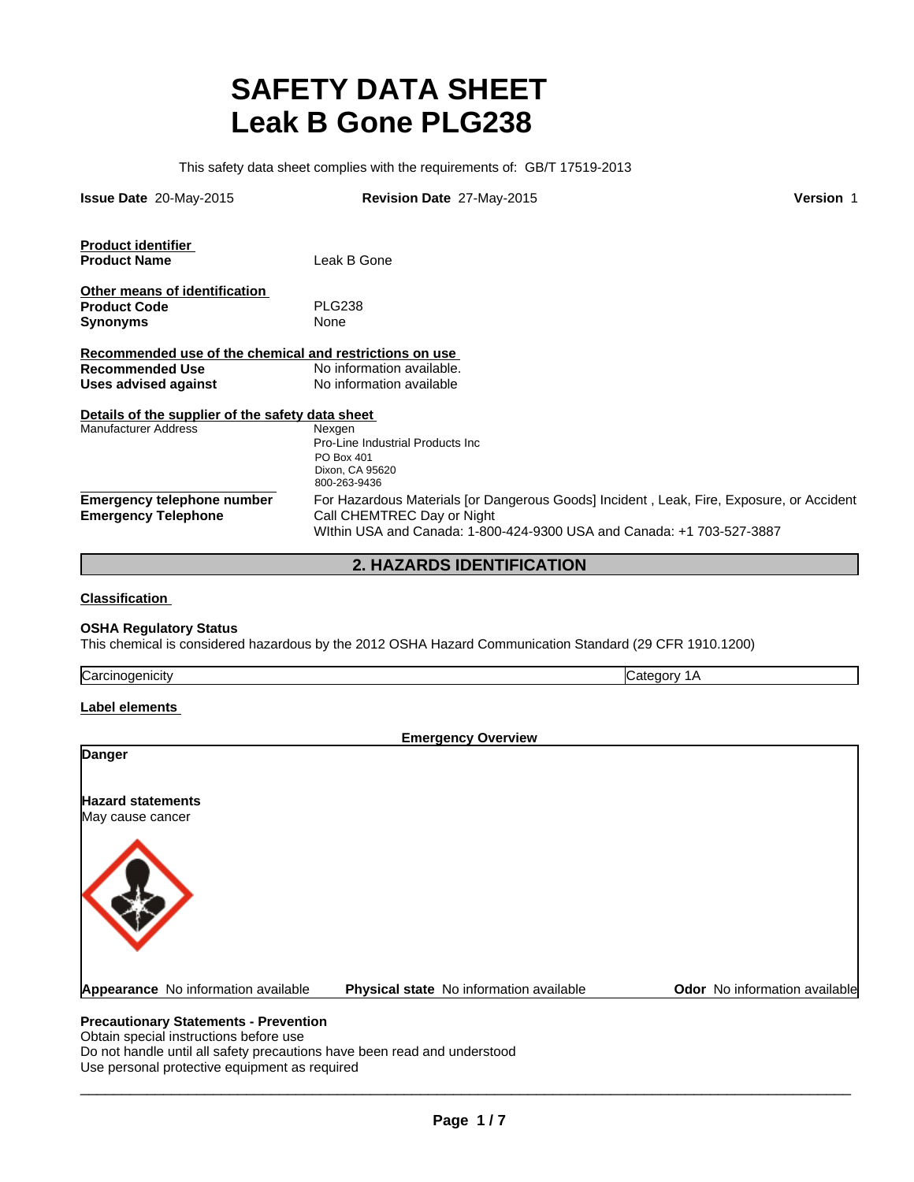# SAFETY DATA SHEET
# Leak B Gone PLG238

This safety data sheet complies with the requirements of: GB/T 17519-2013

**Issue Date** 20-May-2015 **Revision Date** 27-May-2015 **Version** 1

**Product identifier**
**Product Name** Leak B Gone

**Other means of identification**
**Product Code** PLG238
**Synonyms** None

**Recommended use of the chemical and restrictions on use**
**Recommended Use** No information available.
**Uses advised against** No information available

**Details of the supplier of the safety data sheet**
Manufacturer Address
Nexgen
Pro-Line Industrial Products Inc
PO Box 401
Dixon, CA 95620
800-263-9436

**Emergency telephone number**
**Emergency Telephone**
For Hazardous Materials [or Dangerous Goods] Incident , Leak, Fire, Exposure, or Accident
Call CHEMTREC Day or Night
WIthin USA and Canada: 1-800-424-9300 USA and Canada: +1 703-527-3887

## 2. HAZARDS IDENTIFICATION

**Classification**

**OSHA Regulatory Status**
This chemical is considered hazardous by the 2012 OSHA Hazard Communication Standard (29 CFR 1910.1200)

| Carcinogenicity | Category 1A |
|---|---|

**Label elements**

**Emergency Overview**

**Danger**

**Hazard statements**
May cause cancer

**Appearance** No information available **Physical state** No information available **Odor** No information available

**Precautionary Statements - Prevention**
Obtain special instructions before use
Do not handle until all safety precautions have been read and understood
Use personal protective equipment as required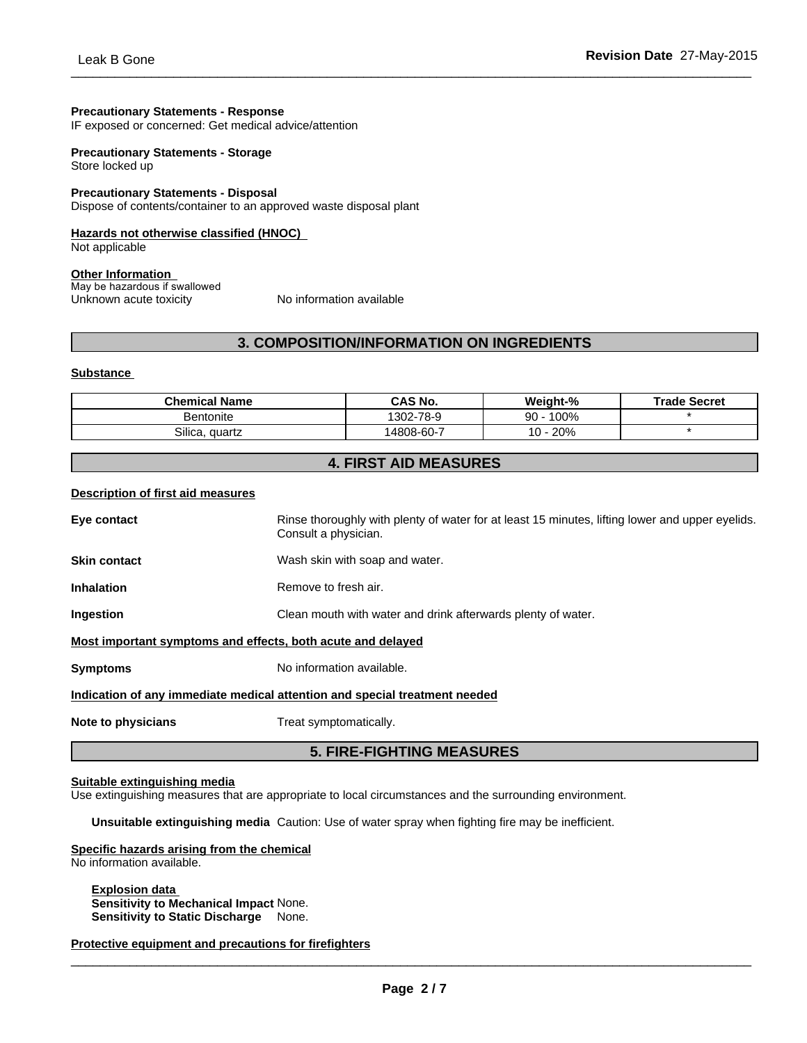**Precautionary Statements - Response**
IF exposed or concerned: Get medical advice/attention

**Precautionary Statements - Storage**
Store locked up

**Precautionary Statements - Disposal**
Dispose of contents/container to an approved waste disposal plant

**Hazards not otherwise classified (HNOC)**
Not applicable

**Other Information**
May be hazardous if swallowed
Unknown acute toxicity No information available

## 3. COMPOSITION/INFORMATION ON INGREDIENTS

**Substance**

| Chemical Name | CAS No. | Weight-% | Trade Secret |
| --- | --- | --- | --- |
| Bentonite | 1302-78-9 | 90 - 100% | * |
| Silica, quartz | 14808-60-7 | 10 - 20% | * |

## 4. FIRST AID MEASURES

**Description of first aid measures**

**Eye contact** Rinse thoroughly with plenty of water for at least 15 minutes, lifting lower and upper eyelids. Consult a physician.

**Skin contact** Wash skin with soap and water.

**Inhalation** Remove to fresh air.

**Ingestion** Clean mouth with water and drink afterwards plenty of water.

**Most important symptoms and effects, both acute and delayed**

**Symptoms** No information available.

**Indication of any immediate medical attention and special treatment needed**

**Note to physicians** Treat symptomatically.

## 5. FIRE-FIGHTING MEASURES

**Suitable extinguishing media**
Use extinguishing measures that are appropriate to local circumstances and the surrounding environment.

**Unsuitable extinguishing media** Caution: Use of water spray when fighting fire may be inefficient.

**Specific hazards arising from the chemical**
No information available.

**Explosion data**
**Sensitivity to Mechanical Impact** None.
**Sensitivity to Static Discharge** None.

**Protective equipment and precautions for firefighters**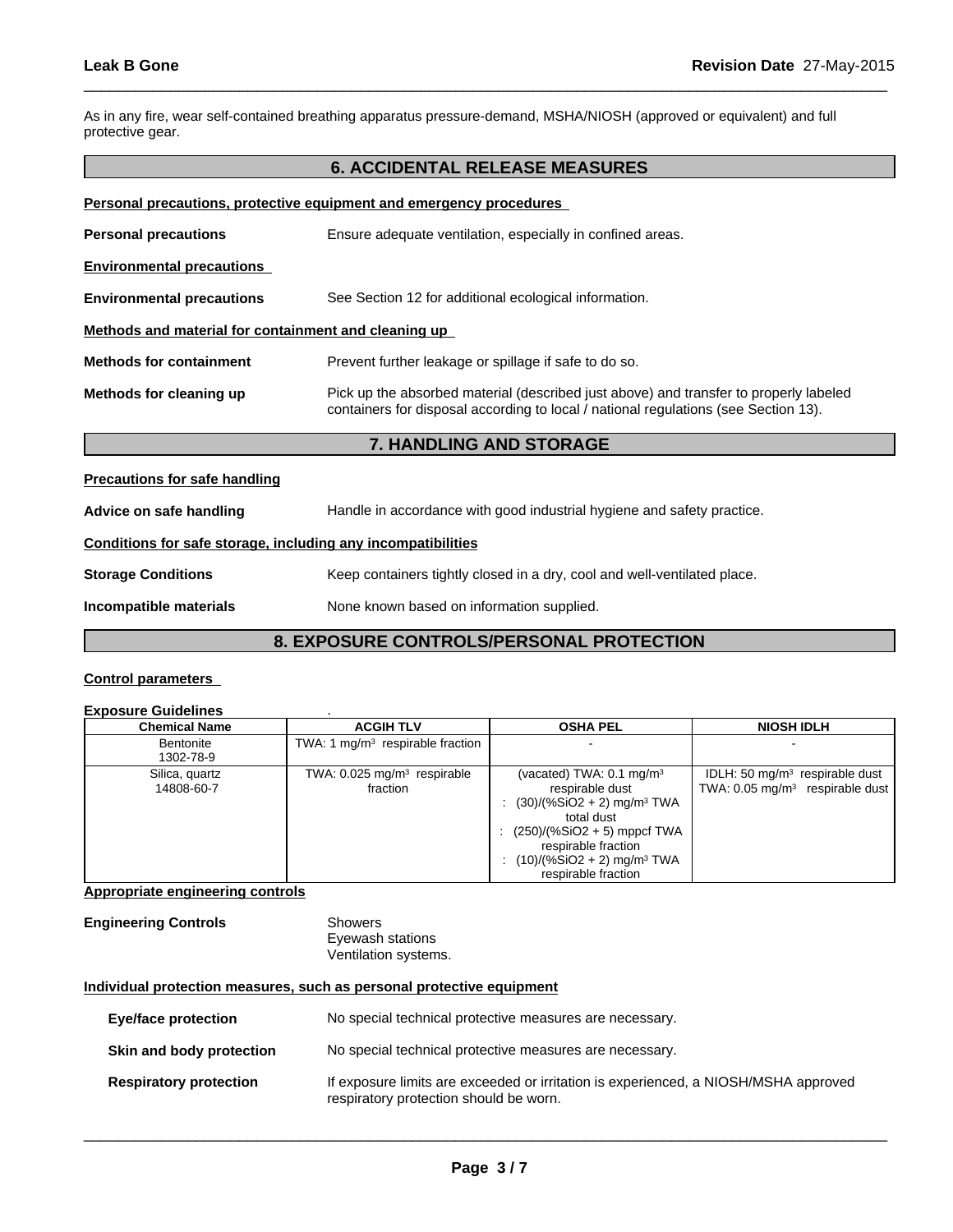As in any fire, wear self-contained breathing apparatus pressure-demand, MSHA/NIOSH (approved or equivalent) and full protective gear.

## 6. ACCIDENTAL RELEASE MEASURES

**Personal precautions, protective equipment and emergency procedures**

**Personal precautions** Ensure adequate ventilation, especially in confined areas.

**Environmental precautions**

**Environmental precautions** See Section 12 for additional ecological information.

**Methods and material for containment and cleaning up**

**Methods for containment** Prevent further leakage or spillage if safe to do so.

**Methods for cleaning up** Pick up the absorbed material (described just above) and transfer to properly labeled containers for disposal according to local / national regulations (see Section 13).

## 7. HANDLING AND STORAGE

**Precautions for safe handling**

**Advice on safe handling** Handle in accordance with good industrial hygiene and safety practice.

**Conditions for safe storage, including any incompatibilities**

**Storage Conditions** Keep containers tightly closed in a dry, cool and well-ventilated place.

**Incompatible materials** None known based on information supplied.

## 8. EXPOSURE CONTROLS/PERSONAL PROTECTION

**Control parameters**

**Exposure Guidelines** .

| Chemical Name | ACGIH TLV | OSHA PEL | NIOSH IDLH |
|---|---|---|---|
| Bentonite 1302-78-9 | TWA: 1 $mg/m^3$ respirable fraction | - | - |
| Silica, quartz 14808-60-7 | TWA: 0.025 $mg/m^3$ respirable fraction | (vacated) TWA: 0.1 $mg/m^3$ respirable dust : (30)/(%SiO2 + 2) $mg/m^3$ TWA total dust : (250)/(%SiO2 + 5) mppcf TWA respirable fraction : (10)/(%SiO2 + 2) $mg/m^3$ TWA respirable fraction | IDLH: 50 $mg/m^3$ respirable dust TWA: 0.05 $mg/m^3$ respirable dust |

**Appropriate engineering controls**

**Engineering Controls** Showers
Eyewash stations
Ventilation systems.

**Individual protection measures, such as personal protective equipment**

**Eye/face protection** No special technical protective measures are necessary.

**Skin and body protection** No special technical protective measures are necessary.

**Respiratory protection** If exposure limits are exceeded or irritation is experienced, a NIOSH/MSHA approved respiratory protection should be worn.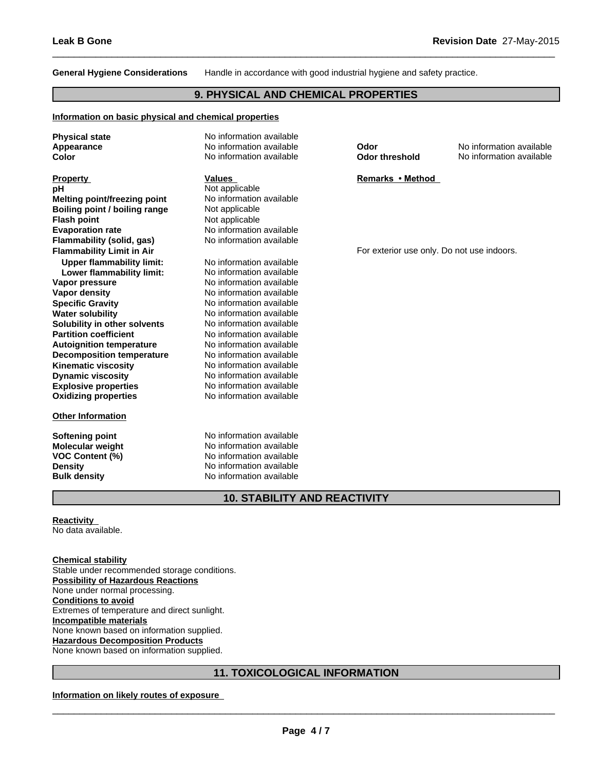**General Hygiene Considerations** Handle in accordance with good industrial hygiene and safety practice.

## 9. PHYSICAL AND CHEMICAL PROPERTIES

**Information on basic physical and chemical properties**

| | | | |
|---|---|---|---|
| **Physical state** | No information available | | |
| **Appearance** | No information available | **Odor** | No information available |
| **Color** | No information available | **Odor threshold** | No information available |

| **Property** | **Values** | **Remarks • Method** |
|---|---|---|
| **pH** | Not applicable | |
| **Melting point/freezing point** | No information available | |
| **Boiling point / boiling range** | Not applicable | |
| **Flash point** | Not applicable | |
| **Evaporation rate** | No information available | |
| **Flammability (solid, gas)** | No information available | |
| **Flammability Limit in Air** | | For exterior use only. Do not use indoors. |
| **Upper flammability limit:** | No information available | |
| **Lower flammability limit:** | No information available | |
| **Vapor pressure** | No information available | |
| **Vapor density** | No information available | |
| **Specific Gravity** | No information available | |
| **Water solubility** | No information available | |
| **Solubility in other solvents** | No information available | |
| **Partition coefficient** | No information available | |
| **Autoignition temperature** | No information available | |
| **Decomposition temperature** | No information available | |
| **Kinematic viscosity** | No information available | |
| **Dynamic viscosity** | No information available | |
| **Explosive properties** | No information available | |
| **Oxidizing properties** | No information available | |

**Other Information**

| | |
|---|---|
| **Softening point** | No information available |
| **Molecular weight** | No information available |
| **VOC Content (%)** | No information available |
| **Density** | No information available |
| **Bulk density** | No information available |

## 10. STABILITY AND REACTIVITY

**Reactivity**
No data available.

**Chemical stability**
Stable under recommended storage conditions.
**Possibility of Hazardous Reactions**
None under normal processing.
**Conditions to avoid**
Extremes of temperature and direct sunlight.
**Incompatible materials**
None known based on information supplied.
**Hazardous Decomposition Products**
None known based on information supplied.

## 11. TOXICOLOGICAL INFORMATION

**Information on likely routes of exposure**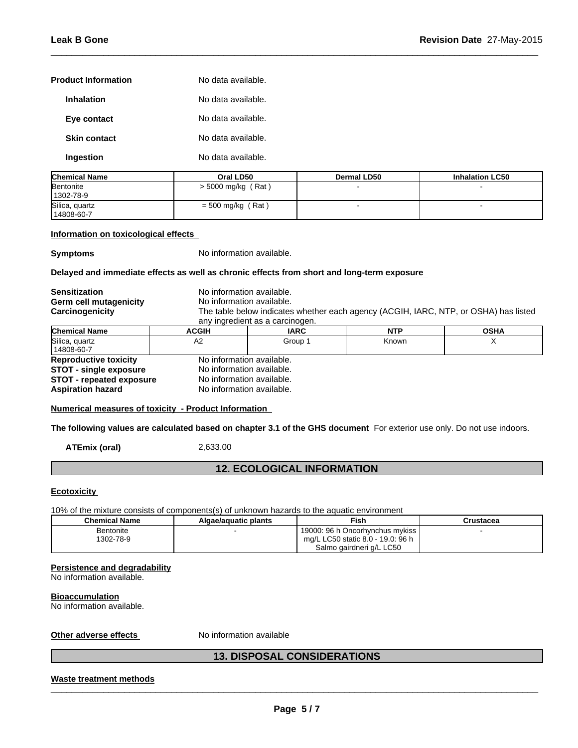**Product Information** No data available.

**Inhalation** No data available.

**Eye contact** No data available.

**Skin contact** No data available.

**Ingestion** No data available.

| Chemical Name | Oral LD50 | Dermal LD50 | Inhalation LC50 |
|---|---|---|---|
| Bentonite<br>1302-78-9 | > 5000 mg/kg ( Rat ) | - | - |
| Silica, quartz<br>14808-60-7 | = 500 mg/kg ( Rat ) | - | - |

**Information on toxicological effects**

**Symptoms** No information available.

**Delayed and immediate effects as well as chronic effects from short and long-term exposure**

**Sensitization** No information available.
**Germ cell mutagenicity** No information available.
**Carcinogenicity** The table below indicates whether each agency (ACGIH, IARC, NTP, or OSHA) has listed any ingredient as a carcinogen.

| Chemical Name | ACGIH | IARC | NTP | OSHA |
|---|---|---|---|---|
| Silica, quartz<br>14808-60-7 | A2 | Group 1 | Known | X |

**Reproductive toxicity** No information available.
**STOT - single exposure** No information available.
**STOT - repeated exposure** No information available.
**Aspiration hazard** No information available.

**Numerical measures of toxicity - Product Information**

**The following values are calculated based on chapter 3.1 of the GHS document** For exterior use only. Do not use indoors.

**ATEmix (oral)** 2,633.00

## 12. ECOLOGICAL INFORMATION

**Ecotoxicity**

10% of the mixture consists of components(s) of unknown hazards to the aquatic environment

| Chemical Name | Algae/aquatic plants | Fish | Crustacea |
|---|---|---|---|
| Bentonite<br>1302-78-9 | - | 19000: 96 h Oncorhynchus mykiss mg/L LC50 static 8.0 - 19.0: 96 h Salmo gairdneri g/L LC50 | - |

**Persistence and degradability**
No information available.

**Bioaccumulation**
No information available.

**Other adverse effects** No information available

## 13. DISPOSAL CONSIDERATIONS

**Waste treatment methods**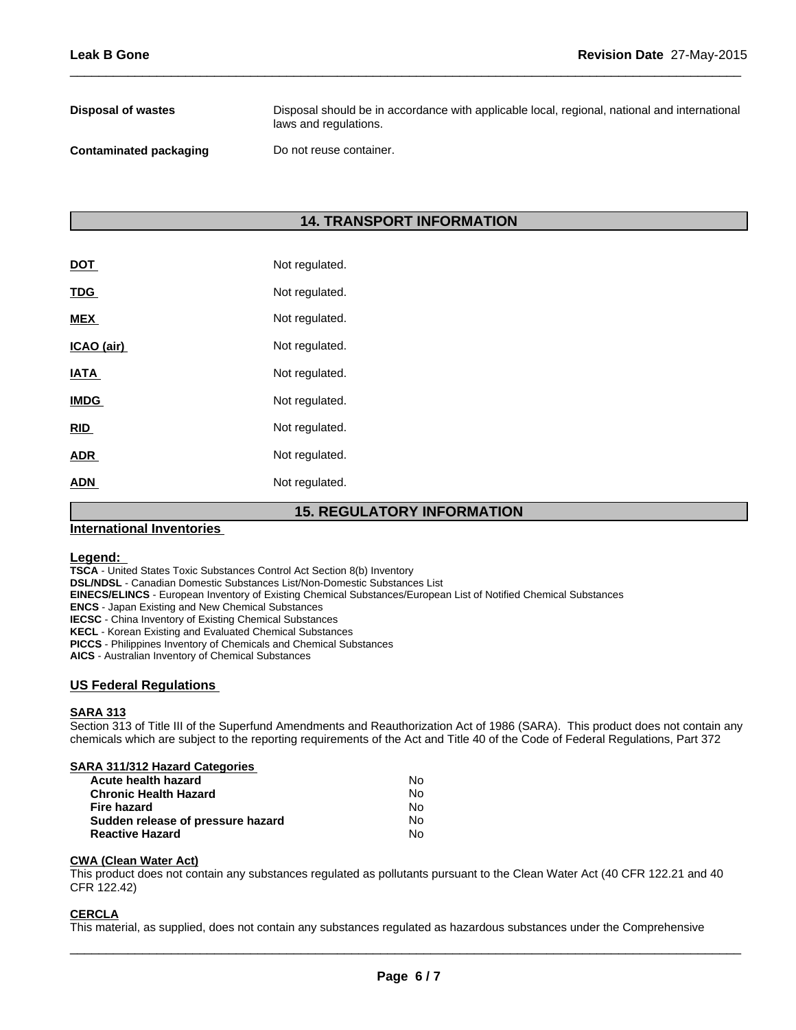| | |
|---|---|
| **Disposal of wastes** | Disposal should be in accordance with applicable local, regional, national and international laws and regulations. |
| **Contaminated packaging** | Do not reuse container. |

## 14. TRANSPORT INFORMATION

| | |
|---|---|
| **DOT** | Not regulated. |
| **TDG** | Not regulated. |
| **MEX** | Not regulated. |
| **ICAO (air)** | Not regulated. |
| **IATA** | Not regulated. |
| **IMDG** | Not regulated. |
| **RID** | Not regulated. |
| **ADR** | Not regulated. |
| **ADN** | Not regulated. |

## 15. REGULATORY INFORMATION

### International Inventories

**Legend:**

**TSCA** - United States Toxic Substances Control Act Section 8(b) Inventory
**DSL/NDSL** - Canadian Domestic Substances List/Non-Domestic Substances List
**EINECS/ELINCS** - European Inventory of Existing Chemical Substances/European List of Notified Chemical Substances
**ENCS** - Japan Existing and New Chemical Substances
**IECSC** - China Inventory of Existing Chemical Substances
**KECL** - Korean Existing and Evaluated Chemical Substances
**PICCS** - Philippines Inventory of Chemicals and Chemical Substances
**AICS** - Australian Inventory of Chemical Substances

### US Federal Regulations

**SARA 313**

Section 313 of Title III of the Superfund Amendments and Reauthorization Act of 1986 (SARA). This product does not contain any chemicals which are subject to the reporting requirements of the Act and Title 40 of the Code of Federal Regulations, Part 372

**SARA 311/312 Hazard Categories**

| | |
|---|---|
| **Acute health hazard** | No |
| **Chronic Health Hazard** | No |
| **Fire hazard** | No |
| **Sudden release of pressure hazard** | No |
| **Reactive Hazard** | No |

**CWA (Clean Water Act)**

This product does not contain any substances regulated as pollutants pursuant to the Clean Water Act (40 CFR 122.21 and 40 CFR 122.42)

**CERCLA**

This material, as supplied, does not contain any substances regulated as hazardous substances under the Comprehensive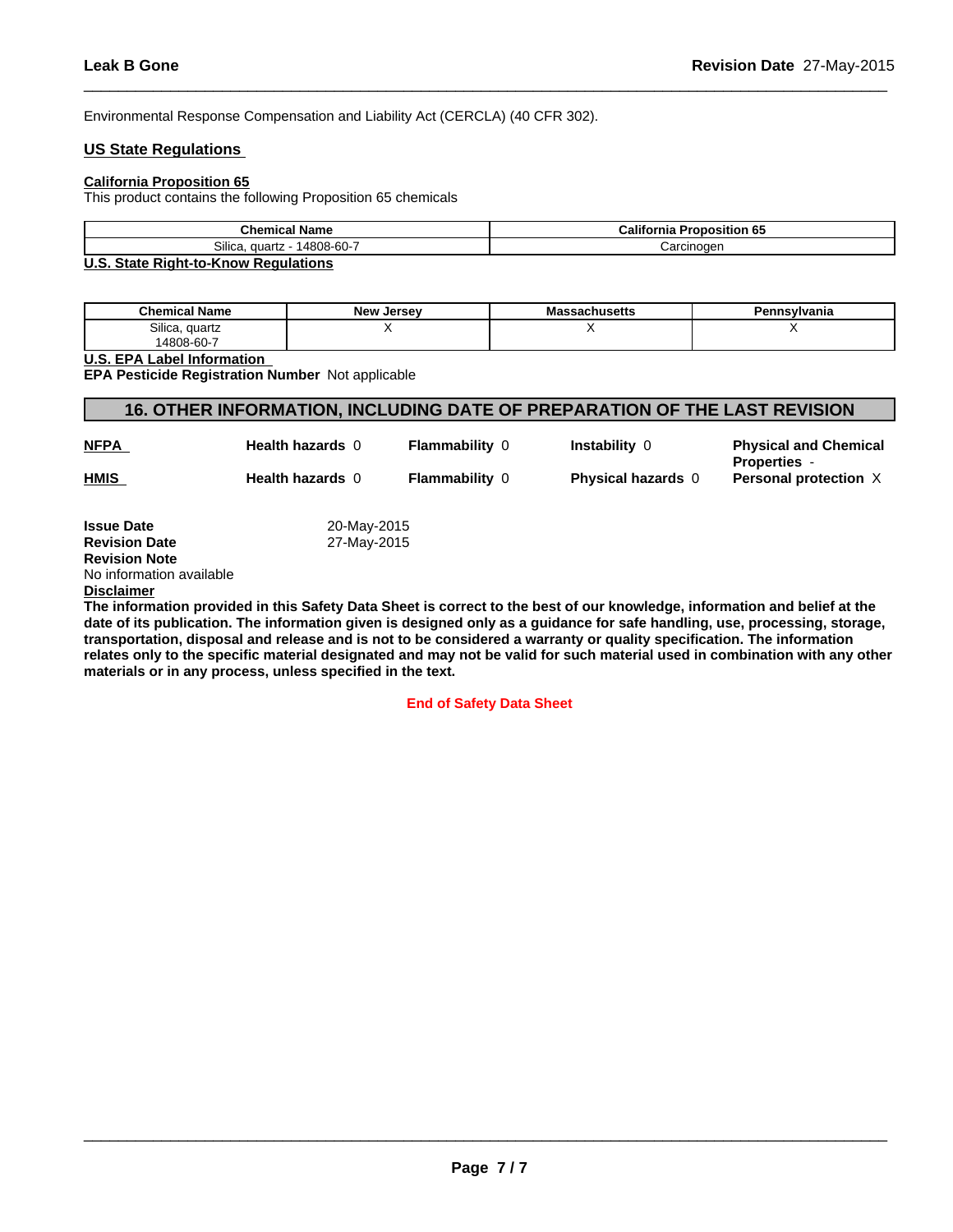Environmental Response Compensation and Liability Act (CERCLA) (40 CFR 302).

## US State Regulations

**California Proposition 65**

This product contains the following Proposition 65 chemicals

| Chemical Name | California Proposition 65 |
|---|---|
| Silica, quartz - 14808-60-7 | Carcinogen |

**U.S. State Right-to-Know Regulations**

| Chemical Name | New Jersey | Massachusetts | Pennsylvania |
|---|---|---|---|
| Silica, quartz 14808-60-7 | X | X | X |

**U.S. EPA Label Information**

**EPA Pesticide Registration Number** Not applicable

## 16. OTHER INFORMATION, INCLUDING DATE OF PREPARATION OF THE LAST REVISION

| | | | | |
|---|---|---|---|---|
| **NFPA** | **Health hazards** 0 | **Flammability** 0 | **Instability** 0 | **Physical and Chemical Properties** - |
| **HMIS** | **Health hazards** 0 | **Flammability** 0 | **Physical hazards** 0 | **Personal protection** X |

**Issue Date** 20-May-2015

**Revision Date** 27-May-2015

**Revision Note**

No information available

**Disclaimer**

**The information provided in this Safety Data Sheet is correct to the best of our knowledge, information and belief at the date of its publication. The information given is designed only as a guidance for safe handling, use, processing, storage, transportation, disposal and release and is not to be considered a warranty or quality specification. The information relates only to the specific material designated and may not be valid for such material used in combination with any other materials or in any process, unless specified in the text.**

**End of Safety Data Sheet**